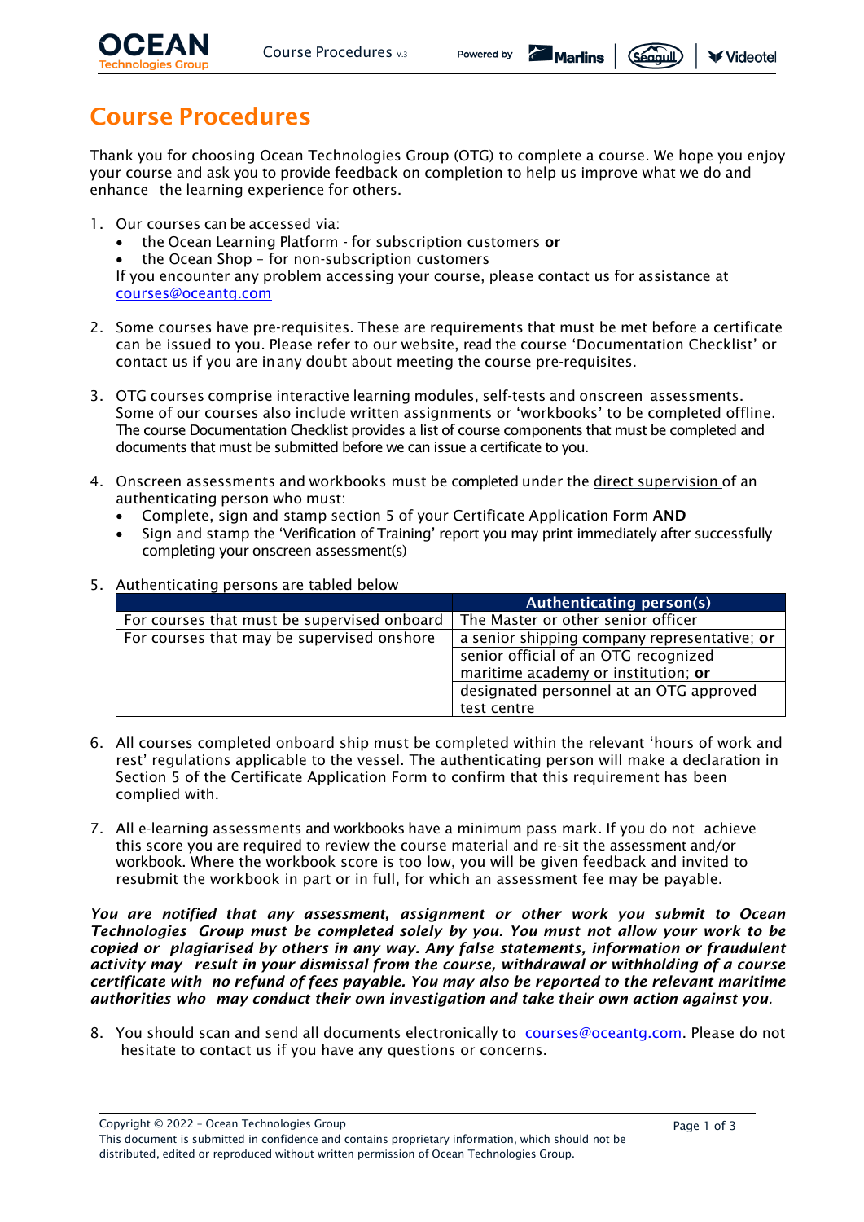# Course Procedures

Thank you for choosing Ocean Technologies Group (OTG) to complete a course. We hope you enjoy your course and ask you to provide feedback on completion to help us improve what we do and enhance the learning experience for others.

1. Our courses can be accessed via:
   - the Ocean Learning Platform - for subscription customers **or**
   - the Ocean Shop – for non-subscription customers

   If you encounter any problem accessing your course, please contact us for assistance at courses@oceantg.com

2. Some courses have pre-requisites. These are requirements that must be met before a certificate can be issued to you. Please refer to our website, read the course 'Documentation Checklist' or contact us if you are in any doubt about meeting the course pre-requisites.

3. OTG courses comprise interactive learning modules, self-tests and onscreen assessments. Some of our courses also include written assignments or 'workbooks' to be completed offline. The course Documentation Checklist provides a list of course components that must be completed and documents that must be submitted before we can issue a certificate to you.

4. Onscreen assessments and workbooks must be completed under the direct supervision of an authenticating person who must:
   - Complete, sign and stamp section 5 of your Certificate Application Form **AND**
   - Sign and stamp the 'Verification of Training' report you may print immediately after successfully completing your onscreen assessment(s)

5. Authenticating persons are tabled below

| | Authenticating person(s) |
|---|---|
| For courses that must be supervised onboard | The Master or other senior officer |
| For courses that may be supervised onshore | a senior shipping company representative; **or** |
| | senior official of an OTG recognized maritime academy or institution; **or** |
| | designated personnel at an OTG approved test centre |

6. All courses completed onboard ship must be completed within the relevant 'hours of work and rest' regulations applicable to the vessel. The authenticating person will make a declaration in Section 5 of the Certificate Application Form to confirm that this requirement has been complied with.

7. All e-learning assessments and workbooks have a minimum pass mark. If you do not achieve this score you are required to review the course material and re-sit the assessment and/or workbook. Where the workbook score is too low, you will be given feedback and invited to resubmit the workbook in part or in full, for which an assessment fee may be payable.

***You are notified that any assessment, assignment or other work you submit to Ocean Technologies Group must be completed solely by you. You must not allow your work to be copied or plagiarised by others in any way. Any false statements, information or fraudulent activity may result in your dismissal from the course, withdrawal or withholding of a course certificate with no refund of fees payable. You may also be reported to the relevant maritime authorities who may conduct their own investigation and take their own action against you.***

8. You should scan and send all documents electronically to courses@oceantg.com. Please do not hesitate to contact us if you have any questions or concerns.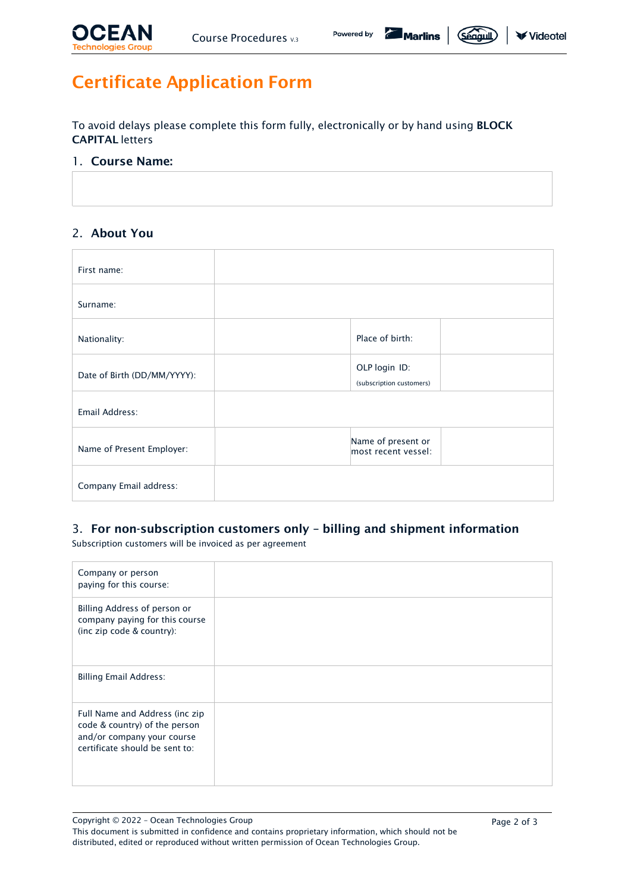# Certificate Application Form

To avoid delays please complete this form fully, electronically or by hand using **BLOCK CAPITAL** letters

## 1. Course Name:

| |
|---|
| |

## 2. About You

| | | | |
|---|---|---|---|
| First name: | | | |
| Surname: | | | |
| Nationality: | | Place of birth: | |
| Date of Birth (DD/MM/YYYY): | | OLP login ID: (subscription customers) | |
| Email Address: | | | |
| Name of Present Employer: | | Name of present or most recent vessel: | |
| Company Email address: | | | |

## 3. For non-subscription customers only – billing and shipment information

Subscription customers will be invoiced as per agreement

| | |
|---|---|
| Company or person paying for this course: | |
| Billing Address of person or company paying for this course (inc zip code & country): | |
| Billing Email Address: | |
| Full Name and Address (inc zip code & country) of the person and/or company your course certificate should be sent to: | |

Copyright © 2022 – Ocean Technologies Group
This document is submitted in confidence and contains proprietary information, which should not be distributed, edited or reproduced without written permission of Ocean Technologies Group.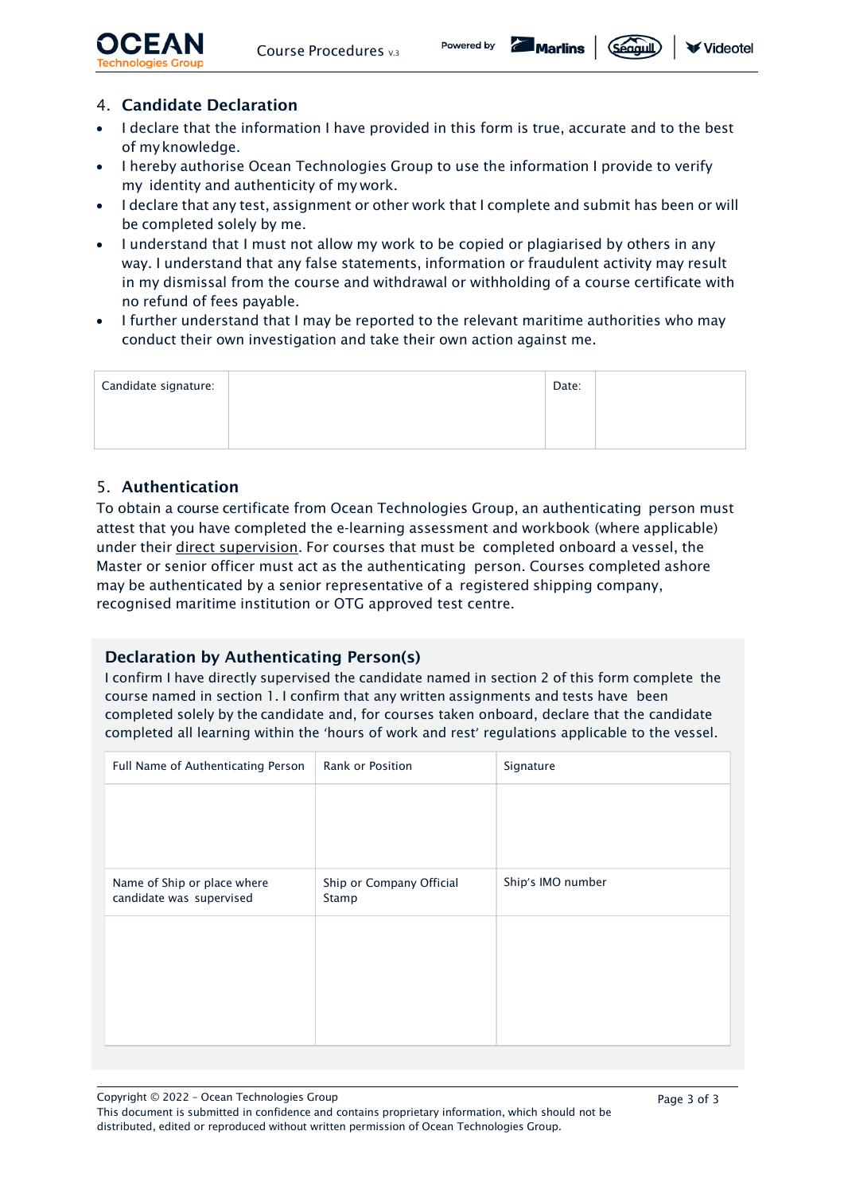## 4. Candidate Declaration

- I declare that the information I have provided in this form is true, accurate and to the best of my knowledge.
- I hereby authorise Ocean Technologies Group to use the information I provide to verify my identity and authenticity of my work.
- I declare that any test, assignment or other work that I complete and submit has been or will be completed solely by me.
- I understand that I must not allow my work to be copied or plagiarised by others in any way. I understand that any false statements, information or fraudulent activity may result in my dismissal from the course and withdrawal or withholding of a course certificate with no refund of fees payable.
- I further understand that I may be reported to the relevant maritime authorities who may conduct their own investigation and take their own action against me.

| | | | |
|---|---|---|---|
| Candidate signature: | | Date: | |

## 5. Authentication

To obtain a course certificate from Ocean Technologies Group, an authenticating person must attest that you have completed the e-learning assessment and workbook (where applicable) under their direct supervision. For courses that must be completed onboard a vessel, the Master or senior officer must act as the authenticating person. Courses completed ashore may be authenticated by a senior representative of a registered shipping company, recognised maritime institution or OTG approved test centre.

### Declaration by Authenticating Person(s)

I confirm I have directly supervised the candidate named in section 2 of this form complete the course named in section 1. I confirm that any written assignments and tests have been completed solely by the candidate and, for courses taken onboard, declare that the candidate completed all learning within the 'hours of work and rest' regulations applicable to the vessel.

| Full Name of Authenticating Person | Rank or Position | Signature |
|---|---|---|
| | | |
| Name of Ship or place where candidate was supervised | Ship or Company Official Stamp | Ship's IMO number |
| | | |

Copyright © 2022 – Ocean Technologies Group
This document is submitted in confidence and contains proprietary information, which should not be distributed, edited or reproduced without written permission of Ocean Technologies Group.